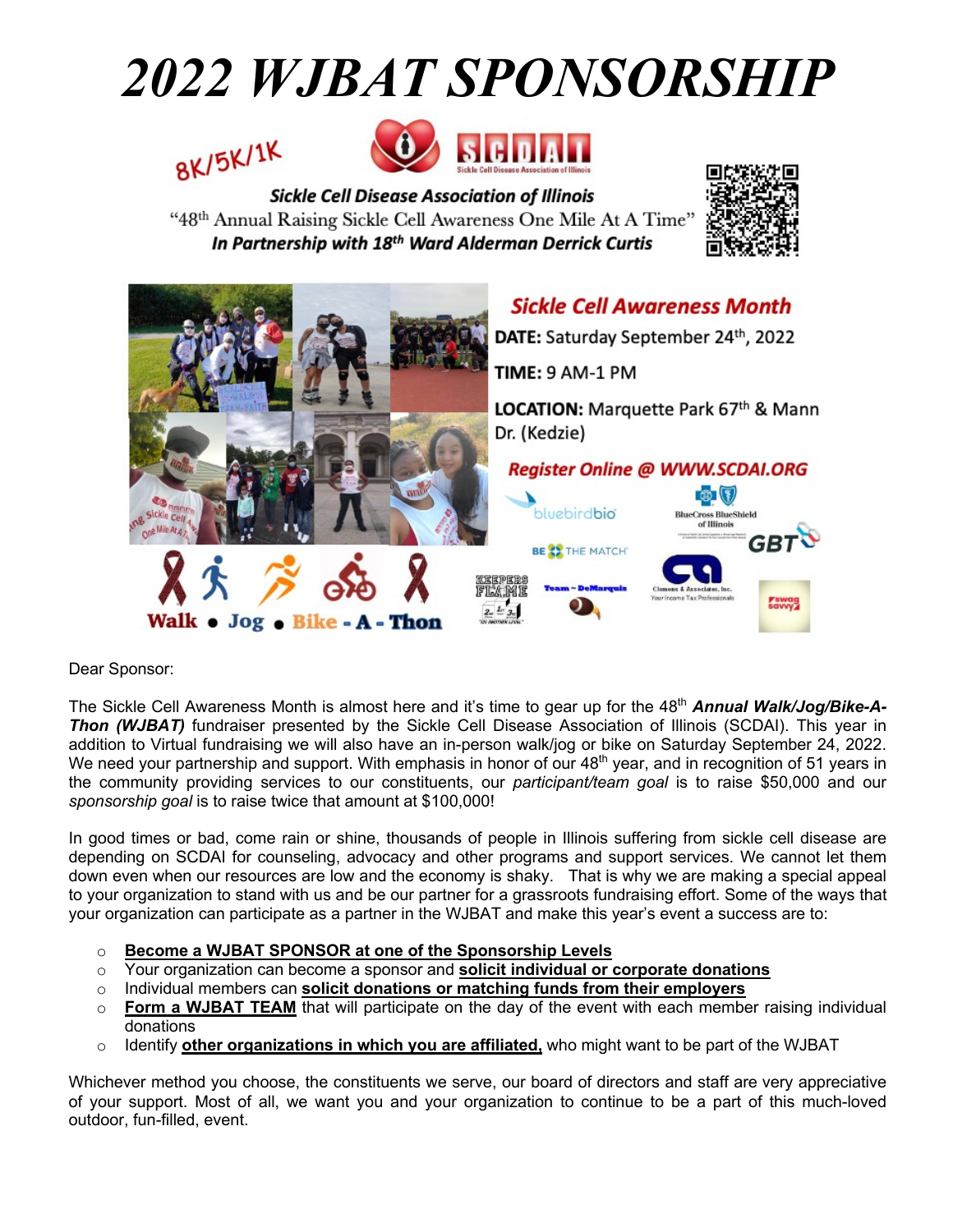# *2022 WJBAT SPONSORSHIP*

8K/5K/1K

SCDAI

Sickle Cell Disease Association of Illinois

***Sickle Cell Disease Association of Illinois***

"48th Annual Raising Sickle Cell Awareness One Mile At A Time"

***In Partnership with 18th Ward Alderman Derrick Curtis***

***Sickle Cell Awareness Month***

**DATE:** Saturday September 24th, 2022

**TIME:** 9 AM-1 PM

**LOCATION:** Marquette Park 67th & Mann Dr. (Kedzie)

***Register Online @ WWW.SCDAI.ORG***

bluebirdbio · BlueCross BlueShield of Illinois · BE THE MATCH · GBT · KEEPERS FLAME · Team ~ DeMarquis · Clemons & Associates, Inc. Your Income Tax Professionals · swag savvy

**Walk • Jog • Bike - A - Thon**

Dear Sponsor:

The Sickle Cell Awareness Month is almost here and it's time to gear up for the 48th ***Annual Walk/Jog/Bike-A-Thon (WJBAT)*** fundraiser presented by the Sickle Cell Disease Association of Illinois (SCDAI). This year in addition to Virtual fundraising we will also have an in-person walk/jog or bike on Saturday September 24, 2022. We need your partnership and support. With emphasis in honor of our 48th year, and in recognition of 51 years in the community providing services to our constituents, our *participant/team goal* is to raise $50,000 and our *sponsorship goal* is to raise twice that amount at $100,000!

In good times or bad, come rain or shine, thousands of people in Illinois suffering from sickle cell disease are depending on SCDAI for counseling, advocacy and other programs and support services. We cannot let them down even when our resources are low and the economy is shaky. That is why we are making a special appeal to your organization to stand with us and be our partner for a grassroots fundraising effort. Some of the ways that your organization can participate as a partner in the WJBAT and make this year's event a success are to:

- **Become a WJBAT SPONSOR at one of the Sponsorship Levels**
- Your organization can become a sponsor and **solicit individual or corporate donations**
- Individual members can **solicit donations or matching funds from their employers**
- **Form a WJBAT TEAM** that will participate on the day of the event with each member raising individual donations
- Identify **other organizations in which you are affiliated,** who might want to be part of the WJBAT

Whichever method you choose, the constituents we serve, our board of directors and staff are very appreciative of your support. Most of all, we want you and your organization to continue to be a part of this much-loved outdoor, fun-filled, event.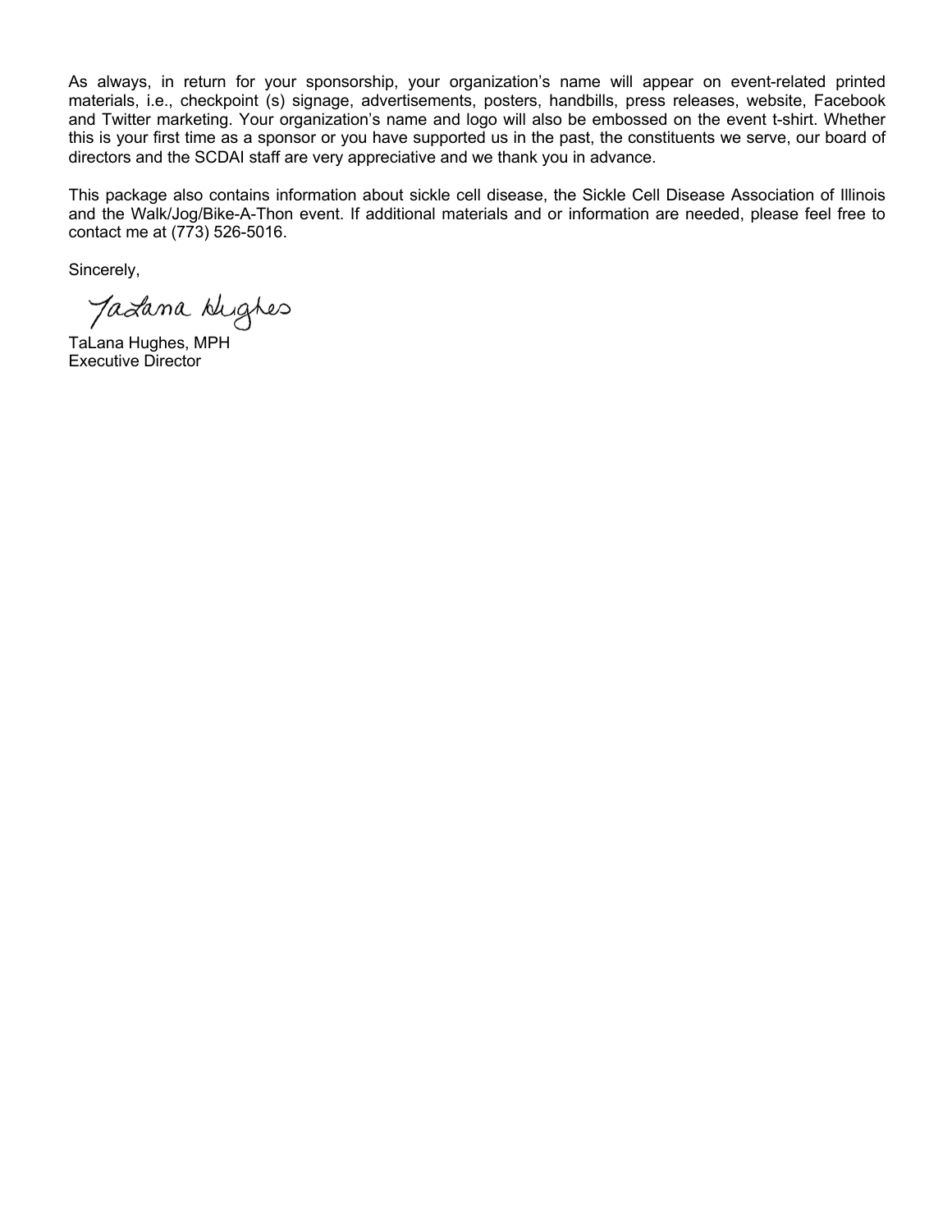As always, in return for your sponsorship, your organization's name will appear on event-related printed materials, i.e., checkpoint (s) signage, advertisements, posters, handbills, press releases, website, Facebook and Twitter marketing. Your organization's name and logo will also be embossed on the event t-shirt. Whether this is your first time as a sponsor or you have supported us in the past, the constituents we serve, our board of directors and the SCDAI staff are very appreciative and we thank you in advance.

This package also contains information about sickle cell disease, the Sickle Cell Disease Association of Illinois and the Walk/Jog/Bike-A-Thon event. If additional materials and or information are needed, please feel free to contact me at (773) 526-5016.

Sincerely,

TaLana Hughes

TaLana Hughes, MPH
Executive Director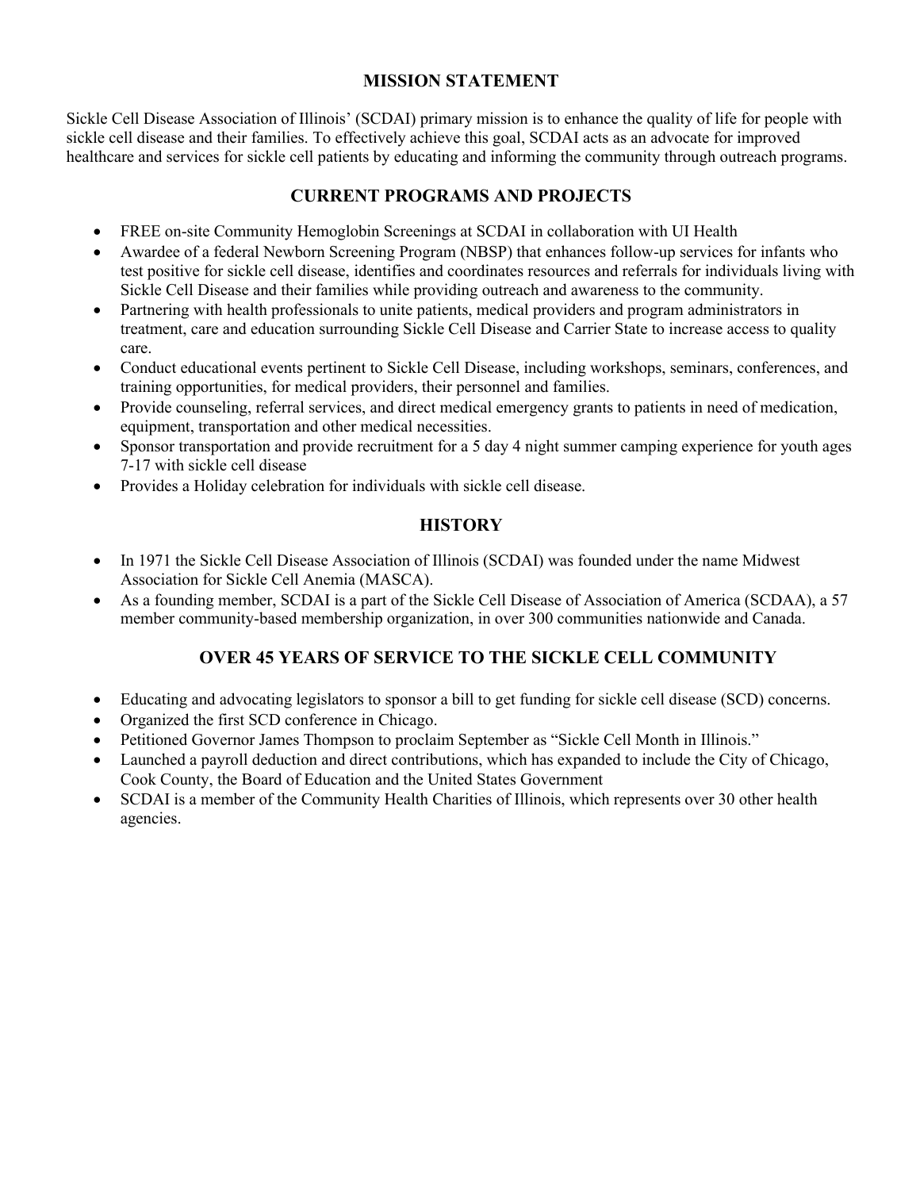## MISSION STATEMENT

Sickle Cell Disease Association of Illinois' (SCDAI) primary mission is to enhance the quality of life for people with sickle cell disease and their families. To effectively achieve this goal, SCDAI acts as an advocate for improved healthcare and services for sickle cell patients by educating and informing the community through outreach programs.

## CURRENT PROGRAMS AND PROJECTS

- FREE on-site Community Hemoglobin Screenings at SCDAI in collaboration with UI Health
- Awardee of a federal Newborn Screening Program (NBSP) that enhances follow-up services for infants who test positive for sickle cell disease, identifies and coordinates resources and referrals for individuals living with Sickle Cell Disease and their families while providing outreach and awareness to the community.
- Partnering with health professionals to unite patients, medical providers and program administrators in treatment, care and education surrounding Sickle Cell Disease and Carrier State to increase access to quality care.
- Conduct educational events pertinent to Sickle Cell Disease, including workshops, seminars, conferences, and training opportunities, for medical providers, their personnel and families.
- Provide counseling, referral services, and direct medical emergency grants to patients in need of medication, equipment, transportation and other medical necessities.
- Sponsor transportation and provide recruitment for a 5 day 4 night summer camping experience for youth ages 7-17 with sickle cell disease
- Provides a Holiday celebration for individuals with sickle cell disease.

## HISTORY

- In 1971 the Sickle Cell Disease Association of Illinois (SCDAI) was founded under the name Midwest Association for Sickle Cell Anemia (MASCA).
- As a founding member, SCDAI is a part of the Sickle Cell Disease of Association of America (SCDAA), a 57 member community-based membership organization, in over 300 communities nationwide and Canada.

## OVER 45 YEARS OF SERVICE TO THE SICKLE CELL COMMUNITY

- Educating and advocating legislators to sponsor a bill to get funding for sickle cell disease (SCD) concerns.
- Organized the first SCD conference in Chicago.
- Petitioned Governor James Thompson to proclaim September as "Sickle Cell Month in Illinois."
- Launched a payroll deduction and direct contributions, which has expanded to include the City of Chicago, Cook County, the Board of Education and the United States Government
- SCDAI is a member of the Community Health Charities of Illinois, which represents over 30 other health agencies.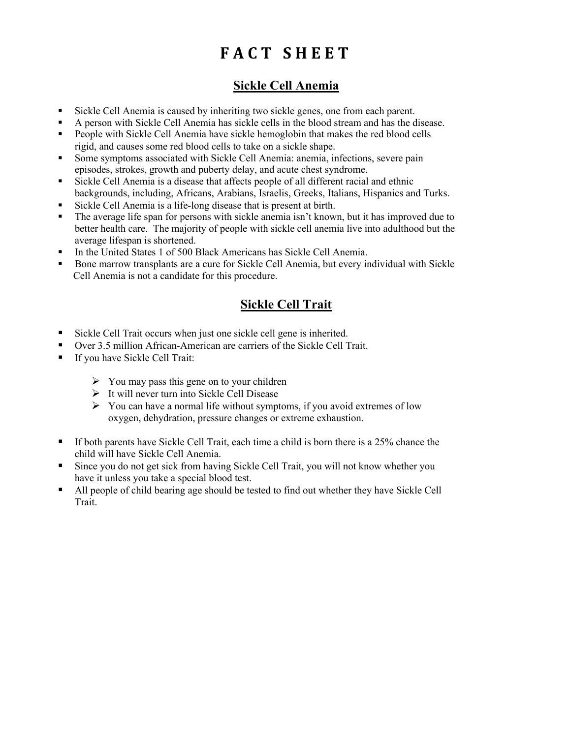# FACT SHEET

## Sickle Cell Anemia

- Sickle Cell Anemia is caused by inheriting two sickle genes, one from each parent.
- A person with Sickle Cell Anemia has sickle cells in the blood stream and has the disease.
- People with Sickle Cell Anemia have sickle hemoglobin that makes the red blood cells rigid, and causes some red blood cells to take on a sickle shape.
- Some symptoms associated with Sickle Cell Anemia: anemia, infections, severe pain episodes, strokes, growth and puberty delay, and acute chest syndrome.
- Sickle Cell Anemia is a disease that affects people of all different racial and ethnic backgrounds, including, Africans, Arabians, Israelis, Greeks, Italians, Hispanics and Turks.
- Sickle Cell Anemia is a life-long disease that is present at birth.
- The average life span for persons with sickle anemia isn't known, but it has improved due to better health care. The majority of people with sickle cell anemia live into adulthood but the average lifespan is shortened.
- In the United States 1 of 500 Black Americans has Sickle Cell Anemia.
- Bone marrow transplants are a cure for Sickle Cell Anemia, but every individual with Sickle Cell Anemia is not a candidate for this procedure.

## Sickle Cell Trait

- Sickle Cell Trait occurs when just one sickle cell gene is inherited.
- Over 3.5 million African-American are carriers of the Sickle Cell Trait.
- If you have Sickle Cell Trait:
  - You may pass this gene on to your children
  - It will never turn into Sickle Cell Disease
  - You can have a normal life without symptoms, if you avoid extremes of low oxygen, dehydration, pressure changes or extreme exhaustion.
- If both parents have Sickle Cell Trait, each time a child is born there is a 25% chance the child will have Sickle Cell Anemia.
- Since you do not get sick from having Sickle Cell Trait, you will not know whether you have it unless you take a special blood test.
- All people of child bearing age should be tested to find out whether they have Sickle Cell Trait.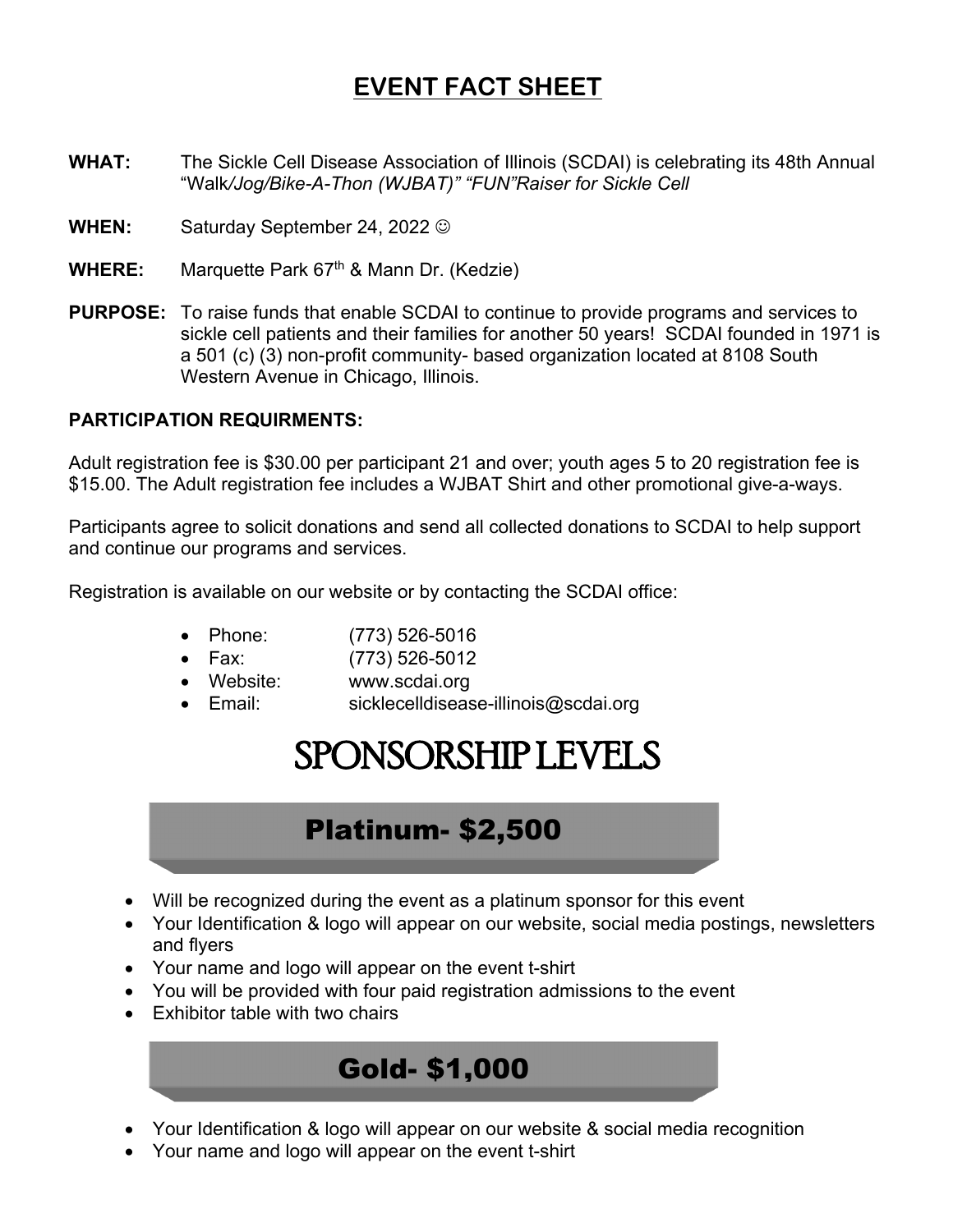# EVENT FACT SHEET

**WHAT:** The Sickle Cell Disease Association of Illinois (SCDAI) is celebrating its 48th Annual "Walk*/Jog/Bike-A-Thon (WJBAT)" "FUN"Raiser for Sickle Cell*

**WHEN:** Saturday September 24, 2022 ☺

**WHERE:** Marquette Park 67th & Mann Dr. (Kedzie)

**PURPOSE:** To raise funds that enable SCDAI to continue to provide programs and services to sickle cell patients and their families for another 50 years! SCDAI founded in 1971 is a 501 (c) (3) non-profit community- based organization located at 8108 South Western Avenue in Chicago, Illinois.

**PARTICIPATION REQUIRMENTS:**

Adult registration fee is $30.00 per participant 21 and over; youth ages 5 to 20 registration fee is $15.00. The Adult registration fee includes a WJBAT Shirt and other promotional give-a-ways.

Participants agree to solicit donations and send all collected donations to SCDAI to help support and continue our programs and services.

Registration is available on our website or by contacting the SCDAI office:

- Phone: (773) 526-5016
- Fax: (773) 526-5012
- Website: www.scdai.org
- Email: sicklecelldisease-illinois@scdai.org

# SPONSORSHIP LEVELS

## Platinum- $2,500

- Will be recognized during the event as a platinum sponsor for this event
- Your Identification & logo will appear on our website, social media postings, newsletters and flyers
- Your name and logo will appear on the event t-shirt
- You will be provided with four paid registration admissions to the event
- Exhibitor table with two chairs

## Gold- $1,000

- Your Identification & logo will appear on our website & social media recognition
- Your name and logo will appear on the event t-shirt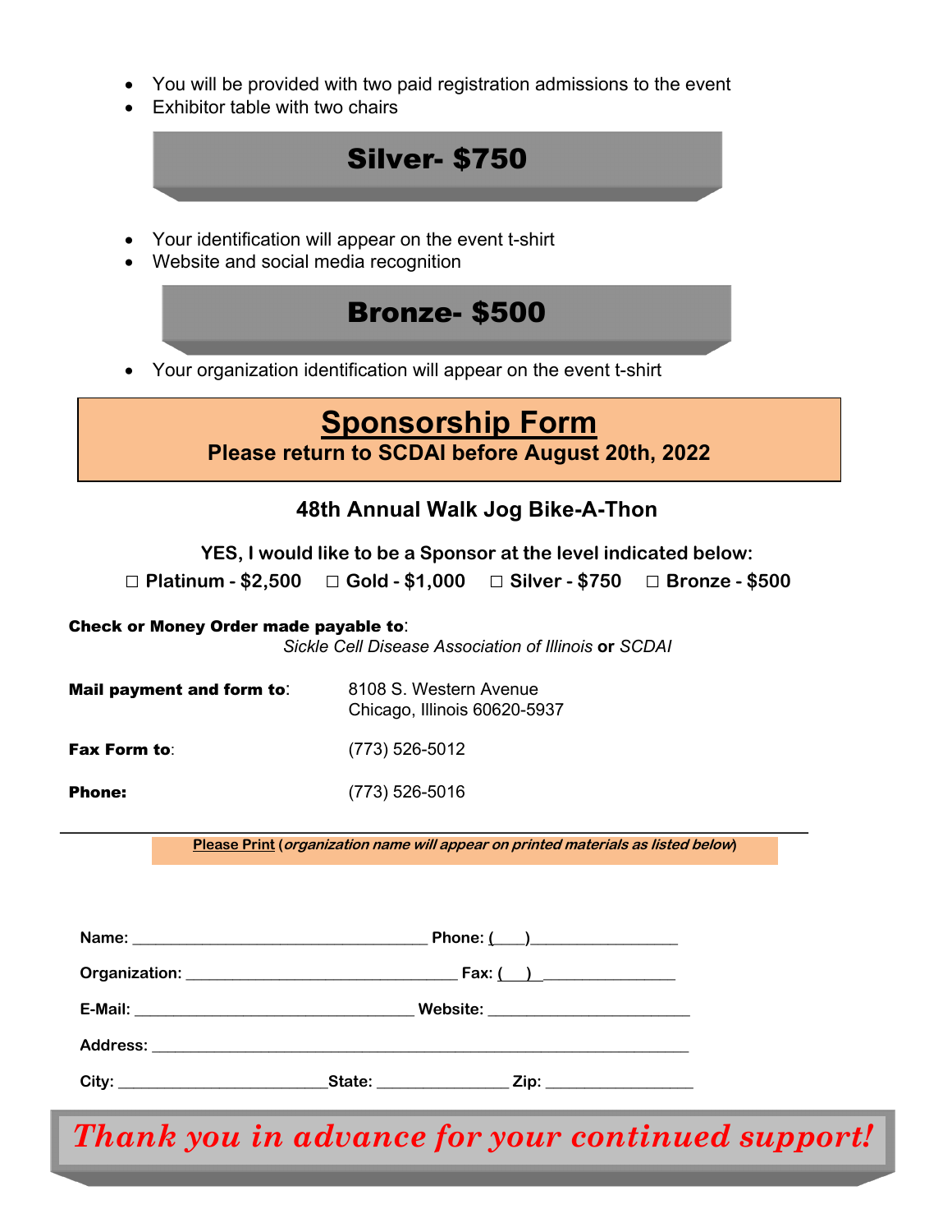- You will be provided with two paid registration admissions to the event
- Exhibitor table with two chairs

## Silver- $750

- Your identification will appear on the event t-shirt
- Website and social media recognition

## Bronze- $500

- Your organization identification will appear on the event t-shirt

# Sponsorship Form

**Please return to SCDAI before August 20th, 2022**

### 48th Annual Walk Jog Bike-A-Thon

**YES, I would like to be a Sponsor at the level indicated below:**

**☐ Platinum - $2,500 ☐ Gold - $1,000 ☐ Silver - $750 ☐ Bronze - $500**

**Check or Money Order made payable to**:
*Sickle Cell Disease Association of Illinois* **or** *SCDAI*

**Mail payment and form to**: 8108 S. Western Avenue
Chicago, Illinois 60620-5937

**Fax Form to**: (773) 526-5012

**Phone:** (773) 526-5016

---

**Please Print** (***organization name will appear on printed materials as listed below***)

**Name:** ______________________________ **Phone:** (___)_______________

**Organization:** ____________________________ **Fax:** (___) _______________

**E-Mail:** ______________________________ **Website:** _____________________

**Address:** _____________________________________________________________

**City:** ______________________ **State:** _____________ **Zip:** _______________

***Thank you in advance for your continued support!***